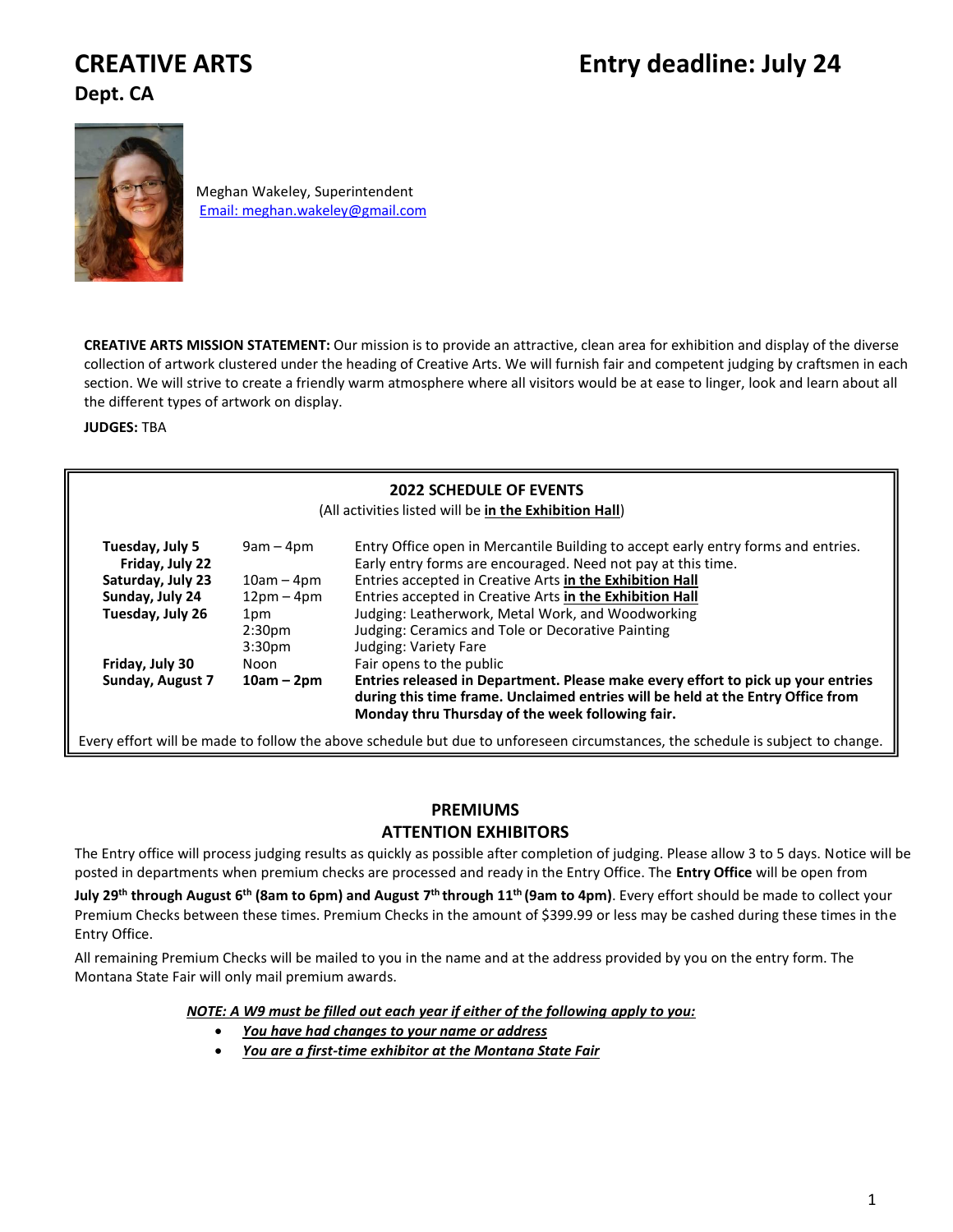# CREATIVE ARTS

**Entry deadline: July 24**

**Dept. CA**

Meghan Wakeley, Superintendent
Email: meghan.wakeley@gmail.com

**CREATIVE ARTS MISSION STATEMENT:** Our mission is to provide an attractive, clean area for exhibition and display of the diverse collection of artwork clustered under the heading of Creative Arts. We will furnish fair and competent judging by craftsmen in each section. We will strive to create a friendly warm atmosphere where all visitors would be at ease to linger, look and learn about all the different types of artwork on display.

**JUDGES:** TBA

## 2022 SCHEDULE OF EVENTS

(All activities listed will be **in the Exhibition Hall**)

| | | |
|---|---|---|
| **Tuesday, July 5** **Friday, July 22** | 9am – 4pm | Entry Office open in Mercantile Building to accept early entry forms and entries. Early entry forms are encouraged. Need not pay at this time. |
| **Saturday, July 23** | 10am – 4pm | Entries accepted in Creative Arts **in the Exhibition Hall** |
| **Sunday, July 24** | 12pm – 4pm | Entries accepted in Creative Arts **in the Exhibition Hall** |
| **Tuesday, July 26** | 1pm | Judging: Leatherwork, Metal Work, and Woodworking |
| | 2:30pm | Judging: Ceramics and Tole or Decorative Painting |
| | 3:30pm | Judging: Variety Fare |
| **Friday, July 30** | Noon | Fair opens to the public |
| **Sunday, August 7** | **10am – 2pm** | **Entries released in Department. Please make every effort to pick up your entries during this time frame. Unclaimed entries will be held at the Entry Office from Monday thru Thursday of the week following fair.** |

Every effort will be made to follow the above schedule but due to unforeseen circumstances, the schedule is subject to change.

## PREMIUMS

## ATTENTION EXHIBITORS

The Entry office will process judging results as quickly as possible after completion of judging. Please allow 3 to 5 days. Notice will be posted in departments when premium checks are processed and ready in the Entry Office. The **Entry Office** will be open from **July 29th through August 6th (8am to 6pm) and August 7th through 11th (9am to 4pm)**. Every effort should be made to collect your Premium Checks between these times. Premium Checks in the amount of $399.99 or less may be cashed during these times in the Entry Office.

All remaining Premium Checks will be mailed to you in the name and at the address provided by you on the entry form. The Montana State Fair will only mail premium awards.

***NOTE: A W9 must be filled out each year if either of the following apply to you:***

- ***You have had changes to your name or address***
- ***You are a first-time exhibitor at the Montana State Fair***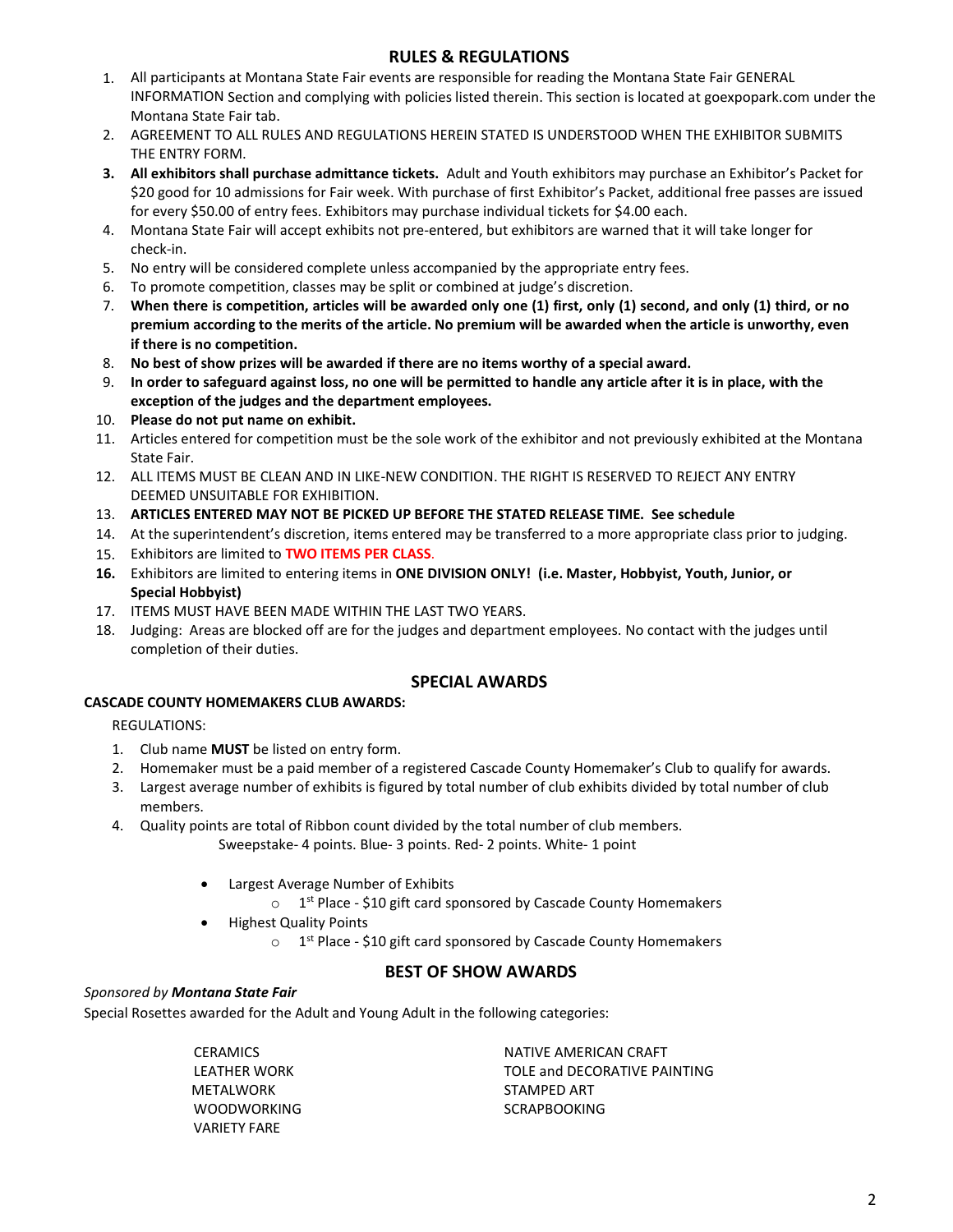## RULES & REGULATIONS

1. All participants at Montana State Fair events are responsible for reading the Montana State Fair GENERAL INFORMATION Section and complying with policies listed therein. This section is located at goexpopark.com under the Montana State Fair tab.
2. AGREEMENT TO ALL RULES AND REGULATIONS HEREIN STATED IS UNDERSTOOD WHEN THE EXHIBITOR SUBMITS THE ENTRY FORM.
3. **All exhibitors shall purchase admittance tickets.** Adult and Youth exhibitors may purchase an Exhibitor's Packet for $20 good for 10 admissions for Fair week. With purchase of first Exhibitor's Packet, additional free passes are issued for every $50.00 of entry fees. Exhibitors may purchase individual tickets for $4.00 each.
4. Montana State Fair will accept exhibits not pre-entered, but exhibitors are warned that it will take longer for check-in.
5. No entry will be considered complete unless accompanied by the appropriate entry fees.
6. To promote competition, classes may be split or combined at judge's discretion.
7. **When there is competition, articles will be awarded only one (1) first, only (1) second, and only (1) third, or no premium according to the merits of the article. No premium will be awarded when the article is unworthy, even if there is no competition.**
8. **No best of show prizes will be awarded if there are no items worthy of a special award.**
9. **In order to safeguard against loss, no one will be permitted to handle any article after it is in place, with the exception of the judges and the department employees.**
10. **Please do not put name on exhibit.**
11. Articles entered for competition must be the sole work of the exhibitor and not previously exhibited at the Montana State Fair.
12. ALL ITEMS MUST BE CLEAN AND IN LIKE-NEW CONDITION. THE RIGHT IS RESERVED TO REJECT ANY ENTRY DEEMED UNSUITABLE FOR EXHIBITION.
13. **ARTICLES ENTERED MAY NOT BE PICKED UP BEFORE THE STATED RELEASE TIME. See schedule**
14. At the superintendent's discretion, items entered may be transferred to a more appropriate class prior to judging.
15. Exhibitors are limited to **TWO ITEMS PER CLASS**.
16. Exhibitors are limited to entering items in **ONE DIVISION ONLY! (i.e. Master, Hobbyist, Youth, Junior, or Special Hobbyist)**
17. ITEMS MUST HAVE BEEN MADE WITHIN THE LAST TWO YEARS.
18. Judging: Areas are blocked off are for the judges and department employees. No contact with the judges until completion of their duties.

## SPECIAL AWARDS

**CASCADE COUNTY HOMEMAKERS CLUB AWARDS:**

REGULATIONS:

1. Club name **MUST** be listed on entry form.
2. Homemaker must be a paid member of a registered Cascade County Homemaker's Club to qualify for awards.
3. Largest average number of exhibits is figured by total number of club exhibits divided by total number of club members.
4. Quality points are total of Ribbon count divided by the total number of club members.
   Sweepstake- 4 points. Blue- 3 points. Red- 2 points. White- 1 point

- Largest Average Number of Exhibits
  - 1st Place - $10 gift card sponsored by Cascade County Homemakers
- Highest Quality Points
  - 1st Place - $10 gift card sponsored by Cascade County Homemakers

## BEST OF SHOW AWARDS

*Sponsored by* ***Montana State Fair***

Special Rosettes awarded for the Adult and Young Adult in the following categories:

- CERAMICS
- LEATHER WORK
- METALWORK
- WOODWORKING
- VARIETY FARE
- NATIVE AMERICAN CRAFT
- TOLE and DECORATIVE PAINTING
- STAMPED ART
- SCRAPBOOKING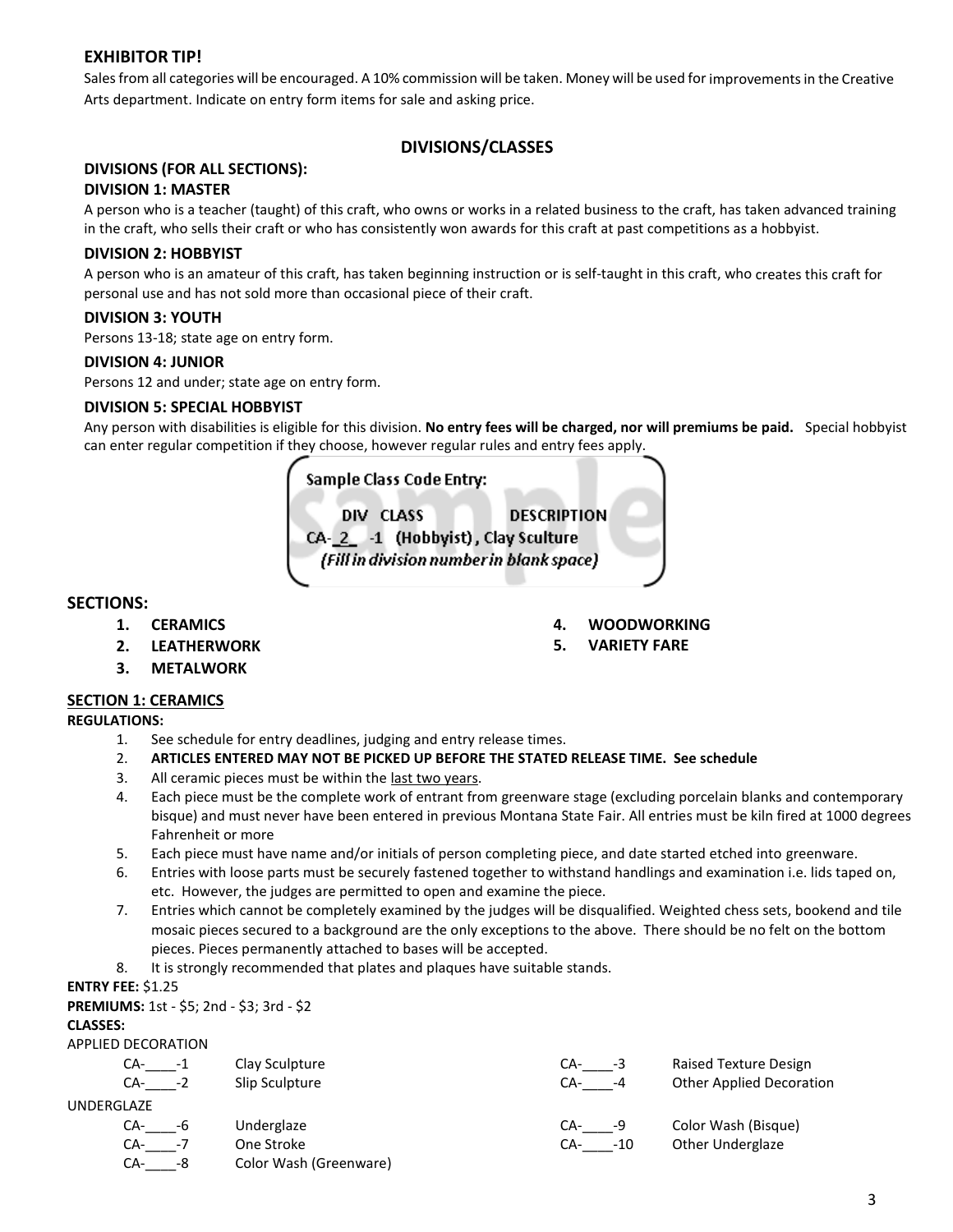### EXHIBITOR TIP!

Sales from all categories will be encouraged. A 10% commission will be taken. Money will be used for improvements in the Creative Arts department. Indicate on entry form items for sale and asking price.

## DIVISIONS/CLASSES

### DIVISIONS (FOR ALL SECTIONS):

### DIVISION 1: MASTER

A person who is a teacher (taught) of this craft, who owns or works in a related business to the craft, has taken advanced training in the craft, who sells their craft or who has consistently won awards for this craft at past competitions as a hobbyist.

### DIVISION 2: HOBBYIST

A person who is an amateur of this craft, has taken beginning instruction or is self-taught in this craft, who creates this craft for personal use and has not sold more than occasional piece of their craft.

### DIVISION 3: YOUTH

Persons 13-18; state age on entry form.

### DIVISION 4: JUNIOR

Persons 12 and under; state age on entry form.

### DIVISION 5: SPECIAL HOBBYIST

Any person with disabilities is eligible for this division. **No entry fees will be charged, nor will premiums be paid.** Special hobbyist can enter regular competition if they choose, however regular rules and entry fees apply.

> Sample Class Code Entry:
>
> DIV CLASS DESCRIPTION
>
> CA-_2_ -1 (Hobbyist), Clay Sculture
>
> *(Fill in division number in blank space)*

## SECTIONS:

1. **CERAMICS**
2. **LEATHERWORK**
3. **METALWORK**
4. **WOODWORKING**
5. **VARIETY FARE**

## SECTION 1: CERAMICS

**REGULATIONS:**

1. See schedule for entry deadlines, judging and entry release times.
2. **ARTICLES ENTERED MAY NOT BE PICKED UP BEFORE THE STATED RELEASE TIME. See schedule**
3. All ceramic pieces must be within the last two years.
4. Each piece must be the complete work of entrant from greenware stage (excluding porcelain blanks and contemporary bisque) and must never have been entered in previous Montana State Fair. All entries must be kiln fired at 1000 degrees Fahrenheit or more
5. Each piece must have name and/or initials of person completing piece, and date started etched into greenware.
6. Entries with loose parts must be securely fastened together to withstand handlings and examination i.e. lids taped on, etc. However, the judges are permitted to open and examine the piece.
7. Entries which cannot be completely examined by the judges will be disqualified. Weighted chess sets, bookend and tile mosaic pieces secured to a background are the only exceptions to the above. There should be no felt on the bottom pieces. Pieces permanently attached to bases will be accepted.
8. It is strongly recommended that plates and plaques have suitable stands.

**ENTRY FEE:** $1.25

**PREMIUMS:** 1st - $5; 2nd - $3; 3rd - $2

**CLASSES:**

APPLIED DECORATION

| | | | |
|---|---|---|---|
| CA-____-1 | Clay Sculpture | CA-____-3 | Raised Texture Design |
| CA-____-2 | Slip Sculpture | CA-____-4 | Other Applied Decoration |

UNDERGLAZE

| | | | |
|---|---|---|---|
| CA-____-6 | Underglaze | CA-____-9 | Color Wash (Bisque) |
| CA-____-7 | One Stroke | CA-____-10 | Other Underglaze |
| CA-____-8 | Color Wash (Greenware) | | |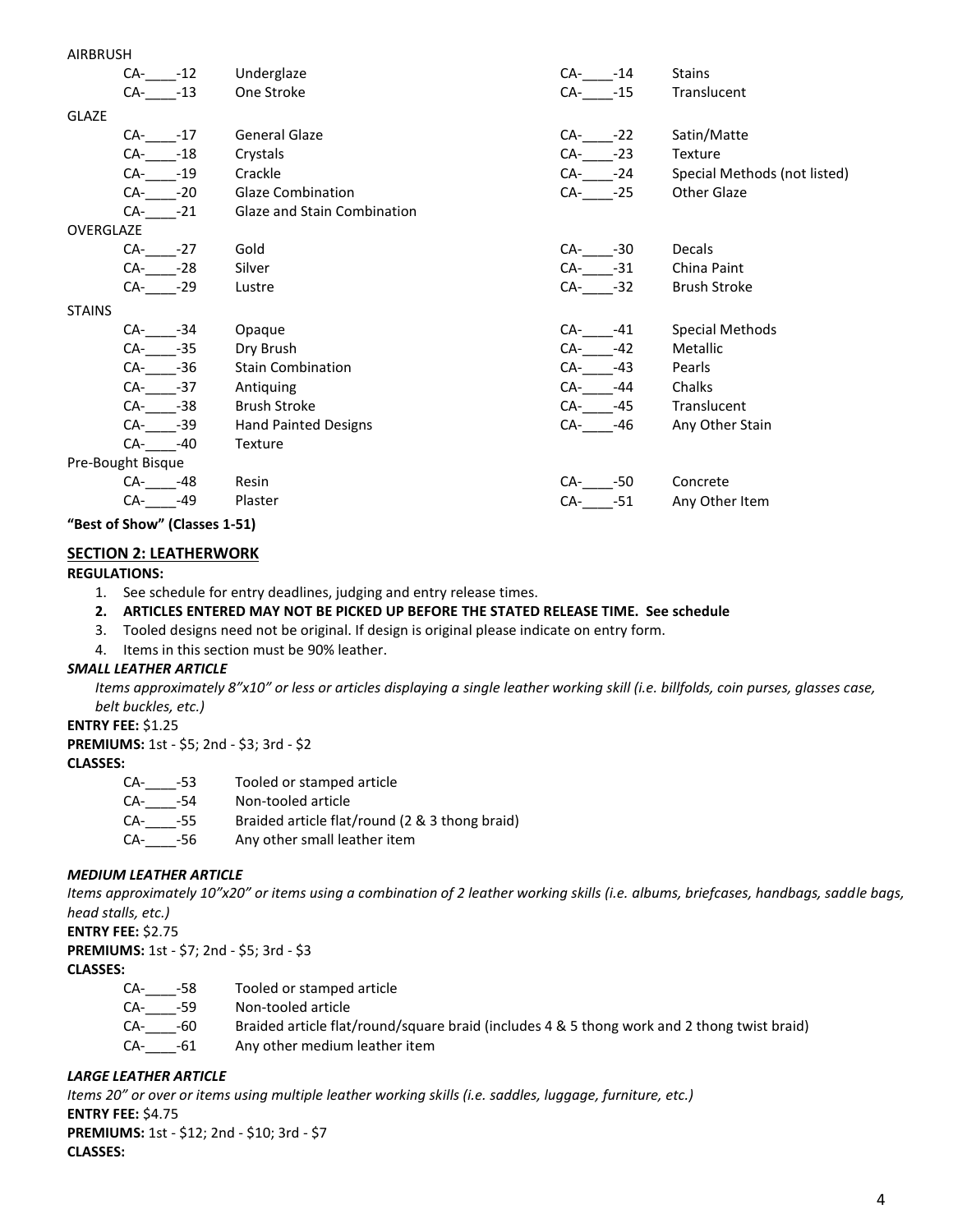AIRBRUSH

| | |
|---|---|
| CA-____-12 | Underglaze |
| CA-____-13 | One Stroke |
| CA-____-14 | Stains |
| CA-____-15 | Translucent |

GLAZE

| | |
|---|---|
| CA-____-17 | General Glaze |
| CA-____-18 | Crystals |
| CA-____-19 | Crackle |
| CA-____-20 | Glaze Combination |
| CA-____-21 | Glaze and Stain Combination |
| CA-____-22 | Satin/Matte |
| CA-____-23 | Texture |
| CA-____-24 | Special Methods (not listed) |
| CA-____-25 | Other Glaze |

OVERGLAZE

| | |
|---|---|
| CA-____-27 | Gold |
| CA-____-28 | Silver |
| CA-____-29 | Lustre |
| CA-____-30 | Decals |
| CA-____-31 | China Paint |
| CA-____-32 | Brush Stroke |

STAINS

| | |
|---|---|
| CA-____-34 | Opaque |
| CA-____-35 | Dry Brush |
| CA-____-36 | Stain Combination |
| CA-____-37 | Antiquing |
| CA-____-38 | Brush Stroke |
| CA-____-39 | Hand Painted Designs |
| CA-____-40 | Texture |
| CA-____-41 | Special Methods |
| CA-____-42 | Metallic |
| CA-____-43 | Pearls |
| CA-____-44 | Chalks |
| CA-____-45 | Translucent |
| CA-____-46 | Any Other Stain |

Pre-Bought Bisque

| | |
|---|---|
| CA-____-48 | Resin |
| CA-____-49 | Plaster |
| CA-____-50 | Concrete |
| CA-____-51 | Any Other Item |

**"Best of Show" (Classes 1-51)**

## SECTION 2: LEATHERWORK

**REGULATIONS:**

1. See schedule for entry deadlines, judging and entry release times.
2. **ARTICLES ENTERED MAY NOT BE PICKED UP BEFORE THE STATED RELEASE TIME. See schedule**
3. Tooled designs need not be original. If design is original please indicate on entry form.
4. Items in this section must be 90% leather.

***SMALL LEATHER ARTICLE***

*Items approximately 8"x10" or less or articles displaying a single leather working skill (i.e. billfolds, coin purses, glasses case, belt buckles, etc.)*

**ENTRY FEE:** $1.25

**PREMIUMS:** 1st - $5; 2nd - $3; 3rd - $2

**CLASSES:**

| | |
|---|---|
| CA-____-53 | Tooled or stamped article |
| CA-____-54 | Non-tooled article |
| CA-____-55 | Braided article flat/round (2 & 3 thong braid) |
| CA-____-56 | Any other small leather item |

***MEDIUM LEATHER ARTICLE***

*Items approximately 10"x20" or items using a combination of 2 leather working skills (i.e. albums, briefcases, handbags, saddle bags, head stalls, etc.)*

**ENTRY FEE:** $2.75

**PREMIUMS:** 1st - $7; 2nd - $5; 3rd - $3

**CLASSES:**

| | |
|---|---|
| CA-____-58 | Tooled or stamped article |
| CA-____-59 | Non-tooled article |
| CA-____-60 | Braided article flat/round/square braid (includes 4 & 5 thong work and 2 thong twist braid) |
| CA-____-61 | Any other medium leather item |

***LARGE LEATHER ARTICLE***

*Items 20" or over or items using multiple leather working skills (i.e. saddles, luggage, furniture, etc.)*

**ENTRY FEE:** $4.75

**PREMIUMS:** 1st - $12; 2nd - $10; 3rd - $7

**CLASSES:**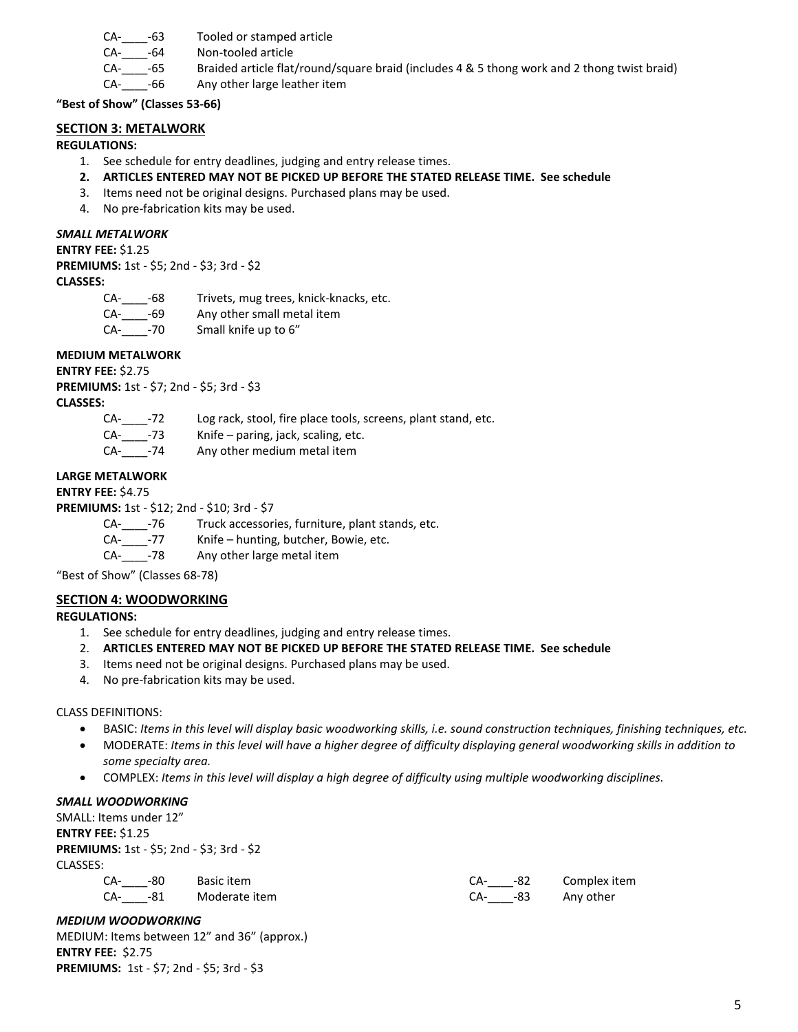CA-____-63 Tooled or stamped article
CA-____-64 Non-tooled article
CA-____-65 Braided article flat/round/square braid (includes 4 & 5 thong work and 2 thong twist braid)
CA-____-66 Any other large leather item

**"Best of Show" (Classes 53-66)**

## SECTION 3: METALWORK

**REGULATIONS:**

1. See schedule for entry deadlines, judging and entry release times.
2. **ARTICLES ENTERED MAY NOT BE PICKED UP BEFORE THE STATED RELEASE TIME. See schedule**
3. Items need not be original designs. Purchased plans may be used.
4. No pre-fabrication kits may be used.

### *SMALL METALWORK*

**ENTRY FEE:** $1.25
**PREMIUMS:** 1st - $5; 2nd - $3; 3rd - $2
**CLASSES:**

CA-____-68 Trivets, mug trees, knick-knacks, etc.
CA-____-69 Any other small metal item
CA-____-70 Small knife up to 6"

### MEDIUM METALWORK

**ENTRY FEE:** $2.75
**PREMIUMS:** 1st - $7; 2nd - $5; 3rd - $3
**CLASSES:**

CA-____-72 Log rack, stool, fire place tools, screens, plant stand, etc.
CA-____-73 Knife – paring, jack, scaling, etc.
CA-____-74 Any other medium metal item

### LARGE METALWORK

**ENTRY FEE:** $4.75
**PREMIUMS:** 1st - $12; 2nd - $10; 3rd - $7

CA-____-76 Truck accessories, furniture, plant stands, etc.
CA-____-77 Knife – hunting, butcher, Bowie, etc.
CA-____-78 Any other large metal item

"Best of Show" (Classes 68-78)

## SECTION 4: WOODWORKING

**REGULATIONS:**

1. See schedule for entry deadlines, judging and entry release times.
2. **ARTICLES ENTERED MAY NOT BE PICKED UP BEFORE THE STATED RELEASE TIME. See schedule**
3. Items need not be original designs. Purchased plans may be used.
4. No pre-fabrication kits may be used.

CLASS DEFINITIONS:

- BASIC: *Items in this level will display basic woodworking skills, i.e. sound construction techniques, finishing techniques, etc.*
- MODERATE: *Items in this level will have a higher degree of difficulty displaying general woodworking skills in addition to some specialty area.*
- COMPLEX: *Items in this level will display a high degree of difficulty using multiple woodworking disciplines.*

### *SMALL WOODWORKING*

SMALL: Items under 12"
**ENTRY FEE:** $1.25
**PREMIUMS:** 1st - $5; 2nd - $3; 3rd - $2
CLASSES:

CA-____-80 Basic item
CA-____-81 Moderate item
CA-____-82 Complex item
CA-____-83 Any other

### *MEDIUM WOODWORKING*

MEDIUM: Items between 12" and 36" (approx.)
**ENTRY FEE:** $2.75
**PREMIUMS:** 1st - $7; 2nd - $5; 3rd - $3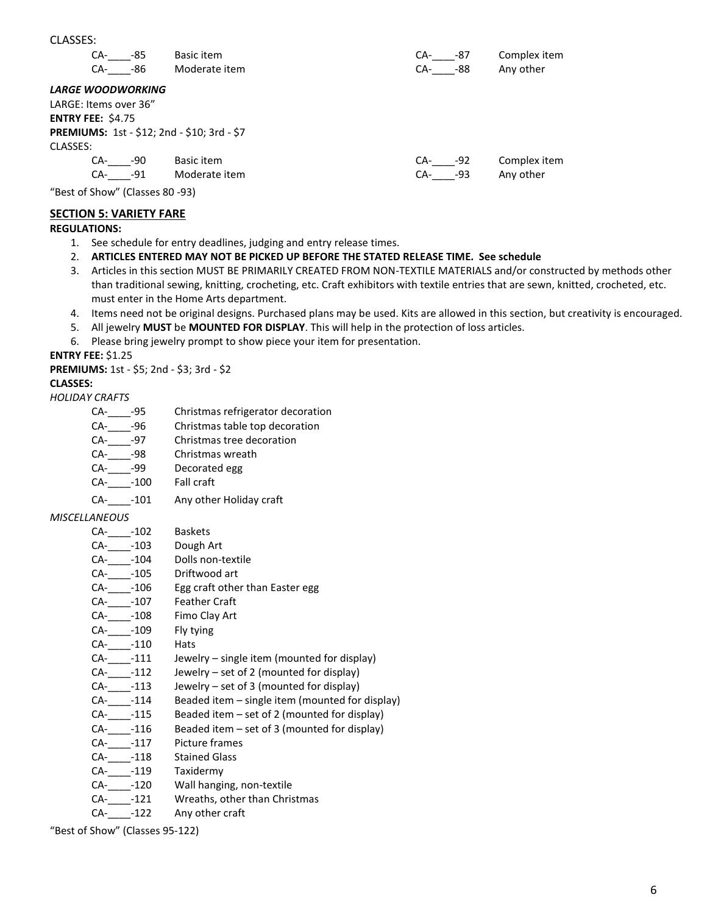CLASSES:

| | | | |
|---|---|---|---|
| CA-____-85 | Basic item | CA-____-87 | Complex item |
| CA-____-86 | Moderate item | CA-____-88 | Any other |

***LARGE WOODWORKING***

LARGE: Items over 36"

**ENTRY FEE:** $4.75

**PREMIUMS:** 1st - $12; 2nd - $10; 3rd - $7

CLASSES:

| | | | |
|---|---|---|---|
| CA-____-90 | Basic item | CA-____-92 | Complex item |
| CA-____-91 | Moderate item | CA-____-93 | Any other |

"Best of Show" (Classes 80 -93)

## SECTION 5: VARIETY FARE

**REGULATIONS:**

1. See schedule for entry deadlines, judging and entry release times.
2. **ARTICLES ENTERED MAY NOT BE PICKED UP BEFORE THE STATED RELEASE TIME. See schedule**
3. Articles in this section MUST BE PRIMARILY CREATED FROM NON-TEXTILE MATERIALS and/or constructed by methods other than traditional sewing, knitting, crocheting, etc. Craft exhibitors with textile entries that are sewn, knitted, crocheted, etc. must enter in the Home Arts department.
4. Items need not be original designs. Purchased plans may be used. Kits are allowed in this section, but creativity is encouraged.
5. All jewelry **MUST** be **MOUNTED FOR DISPLAY**. This will help in the protection of loss articles.
6. Please bring jewelry prompt to show piece your item for presentation.

**ENTRY FEE:** $1.25

**PREMIUMS:** 1st - $5; 2nd - $3; 3rd - $2

**CLASSES:**

*HOLIDAY CRAFTS*

| | |
|---|---|
| CA-____-95 | Christmas refrigerator decoration |
| CA-____-96 | Christmas table top decoration |
| CA-____-97 | Christmas tree decoration |
| CA-____-98 | Christmas wreath |
| CA-____-99 | Decorated egg |
| CA-____-100 | Fall craft |
| CA-____-101 | Any other Holiday craft |

*MISCELLANEOUS*

| | |
|---|---|
| CA-____-102 | Baskets |
| CA-____-103 | Dough Art |
| CA-____-104 | Dolls non-textile |
| CA-____-105 | Driftwood art |
| CA-____-106 | Egg craft other than Easter egg |
| CA-____-107 | Feather Craft |
| CA-____-108 | Fimo Clay Art |
| CA-____-109 | Fly tying |
| CA-____-110 | Hats |
| CA-____-111 | Jewelry – single item (mounted for display) |
| CA-____-112 | Jewelry – set of 2 (mounted for display) |
| CA-____-113 | Jewelry – set of 3 (mounted for display) |
| CA-____-114 | Beaded item – single item (mounted for display) |
| CA-____-115 | Beaded item – set of 2 (mounted for display) |
| CA-____-116 | Beaded item – set of 3 (mounted for display) |
| CA-____-117 | Picture frames |
| CA-____-118 | Stained Glass |
| CA-____-119 | Taxidermy |
| CA-____-120 | Wall hanging, non-textile |
| CA-____-121 | Wreaths, other than Christmas |
| CA-____-122 | Any other craft |

"Best of Show" (Classes 95-122)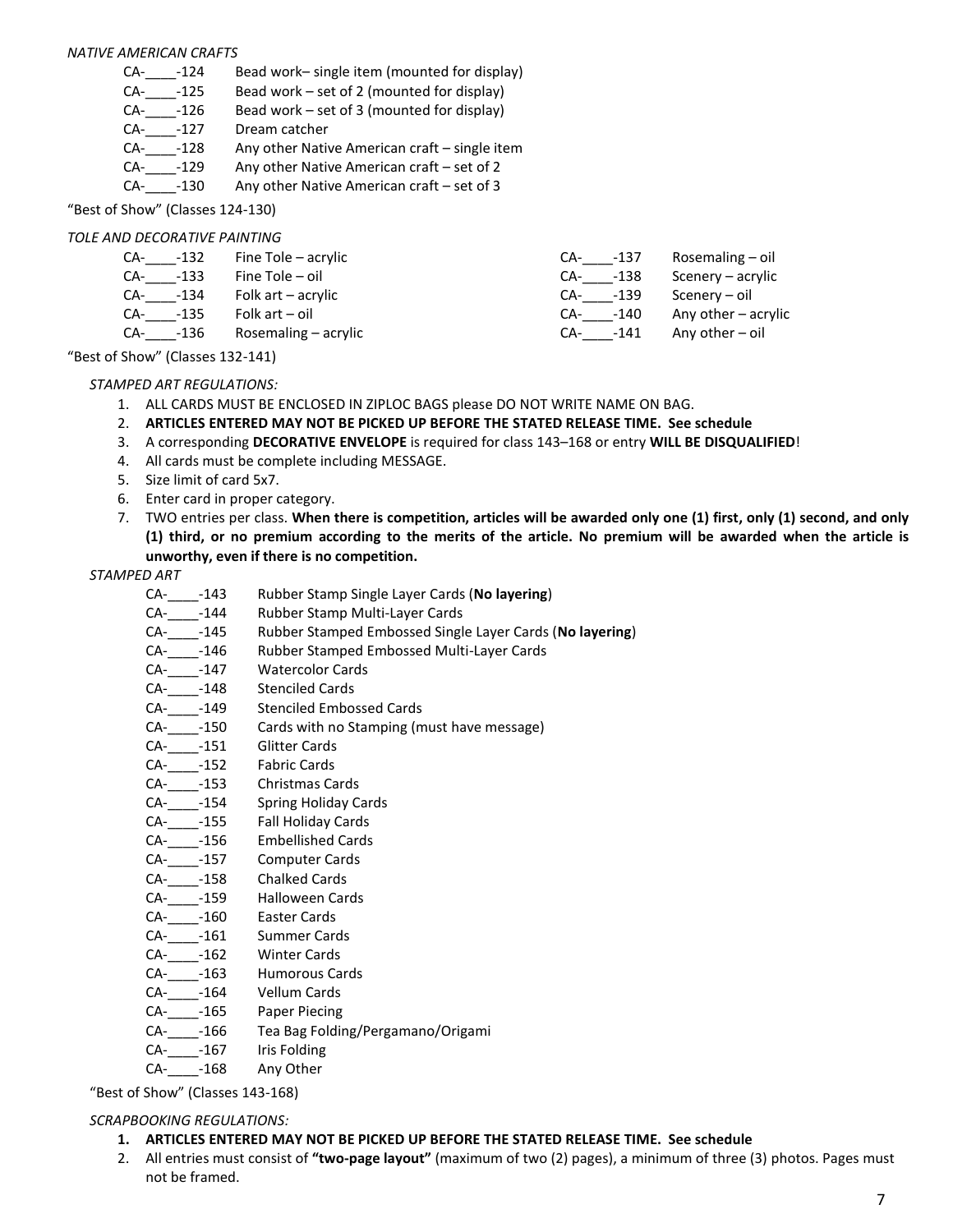*NATIVE AMERICAN CRAFTS*

CA-\_\_\_\_-124 Bead work– single item (mounted for display)
CA-\_\_\_\_-125 Bead work – set of 2 (mounted for display)
CA-\_\_\_\_-126 Bead work – set of 3 (mounted for display)
CA-\_\_\_\_-127 Dream catcher
CA-\_\_\_\_-128 Any other Native American craft – single item
CA-\_\_\_\_-129 Any other Native American craft – set of 2
CA-\_\_\_\_-130 Any other Native American craft – set of 3

"Best of Show" (Classes 124-130)

*TOLE AND DECORATIVE PAINTING*

CA-\_\_\_\_-132 Fine Tole – acrylic
CA-\_\_\_\_-133 Fine Tole – oil
CA-\_\_\_\_-134 Folk art – acrylic
CA-\_\_\_\_-135 Folk art – oil
CA-\_\_\_\_-136 Rosemaling – acrylic
CA-\_\_\_\_-137 Rosemaling – oil
CA-\_\_\_\_-138 Scenery – acrylic
CA-\_\_\_\_-139 Scenery – oil
CA-\_\_\_\_-140 Any other – acrylic
CA-\_\_\_\_-141 Any other – oil

"Best of Show" (Classes 132-141)

*STAMPED ART REGULATIONS:*

1. ALL CARDS MUST BE ENCLOSED IN ZIPLOC BAGS please DO NOT WRITE NAME ON BAG.
2. **ARTICLES ENTERED MAY NOT BE PICKED UP BEFORE THE STATED RELEASE TIME. See schedule**
3. A corresponding **DECORATIVE ENVELOPE** is required for class 143–168 or entry **WILL BE DISQUALIFIED**!
4. All cards must be complete including MESSAGE.
5. Size limit of card 5x7.
6. Enter card in proper category.
7. TWO entries per class. **When there is competition, articles will be awarded only one (1) first, only (1) second, and only (1) third, or no premium according to the merits of the article. No premium will be awarded when the article is unworthy, even if there is no competition.**

*STAMPED ART*

CA-\_\_\_\_-143 Rubber Stamp Single Layer Cards (**No layering**)
CA-\_\_\_\_-144 Rubber Stamp Multi-Layer Cards
CA-\_\_\_\_-145 Rubber Stamped Embossed Single Layer Cards (**No layering**)
CA-\_\_\_\_-146 Rubber Stamped Embossed Multi-Layer Cards
CA-\_\_\_\_-147 Watercolor Cards
CA-\_\_\_\_-148 Stenciled Cards
CA-\_\_\_\_-149 Stenciled Embossed Cards
CA-\_\_\_\_-150 Cards with no Stamping (must have message)
CA-\_\_\_\_-151 Glitter Cards
CA-\_\_\_\_-152 Fabric Cards
CA-\_\_\_\_-153 Christmas Cards
CA-\_\_\_\_-154 Spring Holiday Cards
CA-\_\_\_\_-155 Fall Holiday Cards
CA-\_\_\_\_-156 Embellished Cards
CA-\_\_\_\_-157 Computer Cards
CA-\_\_\_\_-158 Chalked Cards
CA-\_\_\_\_-159 Halloween Cards
CA-\_\_\_\_-160 Easter Cards
CA-\_\_\_\_-161 Summer Cards
CA-\_\_\_\_-162 Winter Cards
CA-\_\_\_\_-163 Humorous Cards
CA-\_\_\_\_-164 Vellum Cards
CA-\_\_\_\_-165 Paper Piecing
CA-\_\_\_\_-166 Tea Bag Folding/Pergamano/Origami
CA-\_\_\_\_-167 Iris Folding
CA-\_\_\_\_-168 Any Other

"Best of Show" (Classes 143-168)

*SCRAPBOOKING REGULATIONS:*

1. **ARTICLES ENTERED MAY NOT BE PICKED UP BEFORE THE STATED RELEASE TIME. See schedule**
2. All entries must consist of **"two-page layout"** (maximum of two (2) pages), a minimum of three (3) photos. Pages must not be framed.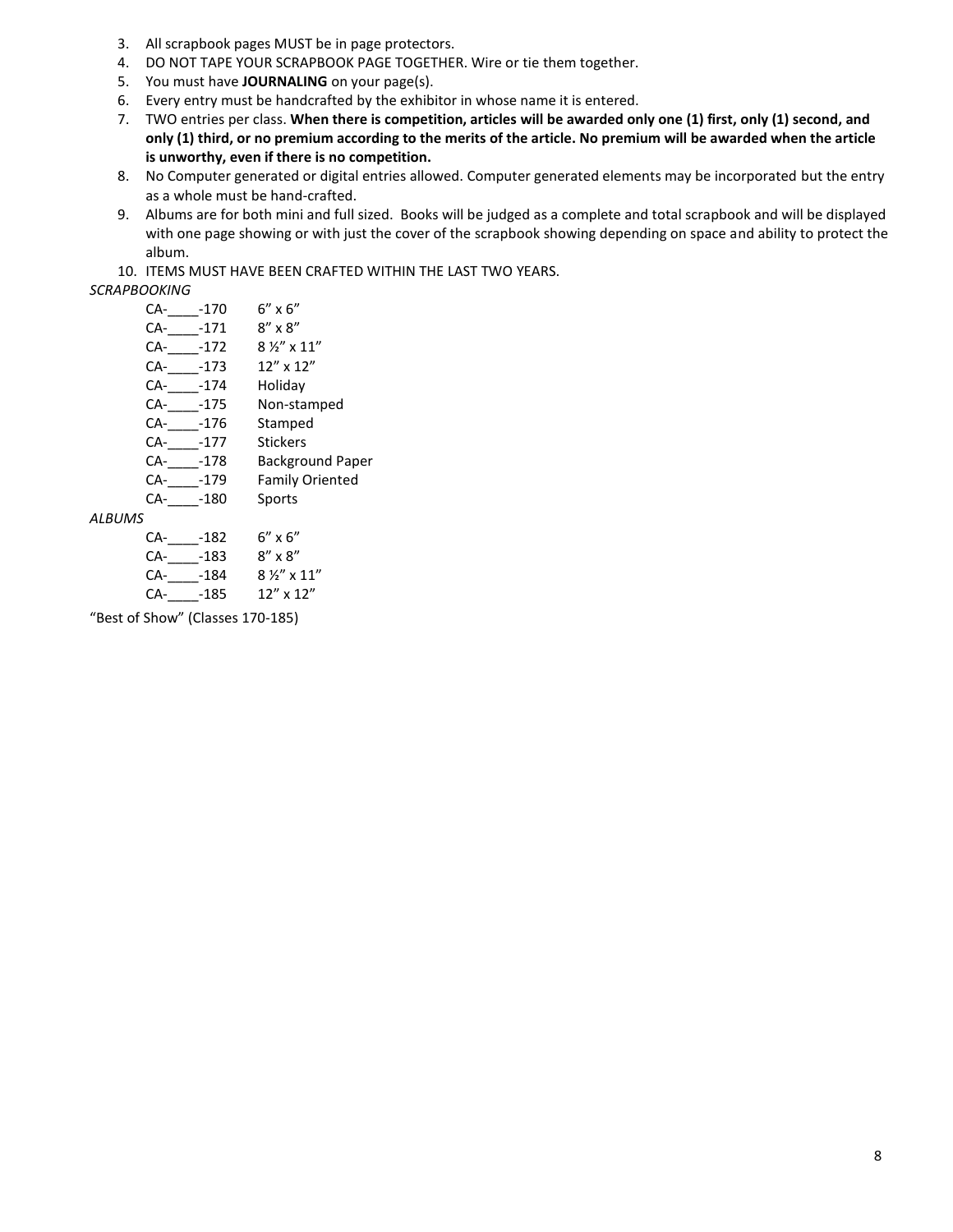3. All scrapbook pages MUST be in page protectors.
4. DO NOT TAPE YOUR SCRAPBOOK PAGE TOGETHER. Wire or tie them together.
5. You must have **JOURNALING** on your page(s).
6. Every entry must be handcrafted by the exhibitor in whose name it is entered.
7. TWO entries per class. **When there is competition, articles will be awarded only one (1) first, only (1) second, and only (1) third, or no premium according to the merits of the article. No premium will be awarded when the article is unworthy, even if there is no competition.**
8. No Computer generated or digital entries allowed. Computer generated elements may be incorporated but the entry as a whole must be hand-crafted.
9. Albums are for both mini and full sized. Books will be judged as a complete and total scrapbook and will be displayed with one page showing or with just the cover of the scrapbook showing depending on space and ability to protect the album.
10. ITEMS MUST HAVE BEEN CRAFTED WITHIN THE LAST TWO YEARS.

*SCRAPBOOKING*

| | |
|---|---|
| CA-____-170 | 6" x 6" |
| CA-____-171 | 8" x 8" |
| CA-____-172 | 8 ½" x 11" |
| CA-____-173 | 12" x 12" |
| CA-____-174 | Holiday |
| CA-____-175 | Non-stamped |
| CA-____-176 | Stamped |
| CA-____-177 | Stickers |
| CA-____-178 | Background Paper |
| CA-____-179 | Family Oriented |
| CA-____-180 | Sports |

*ALBUMS*

| | |
|---|---|
| CA-____-182 | 6" x 6" |
| CA-____-183 | 8" x 8" |
| CA-____-184 | 8 ½" x 11" |
| CA-____-185 | 12" x 12" |

"Best of Show" (Classes 170-185)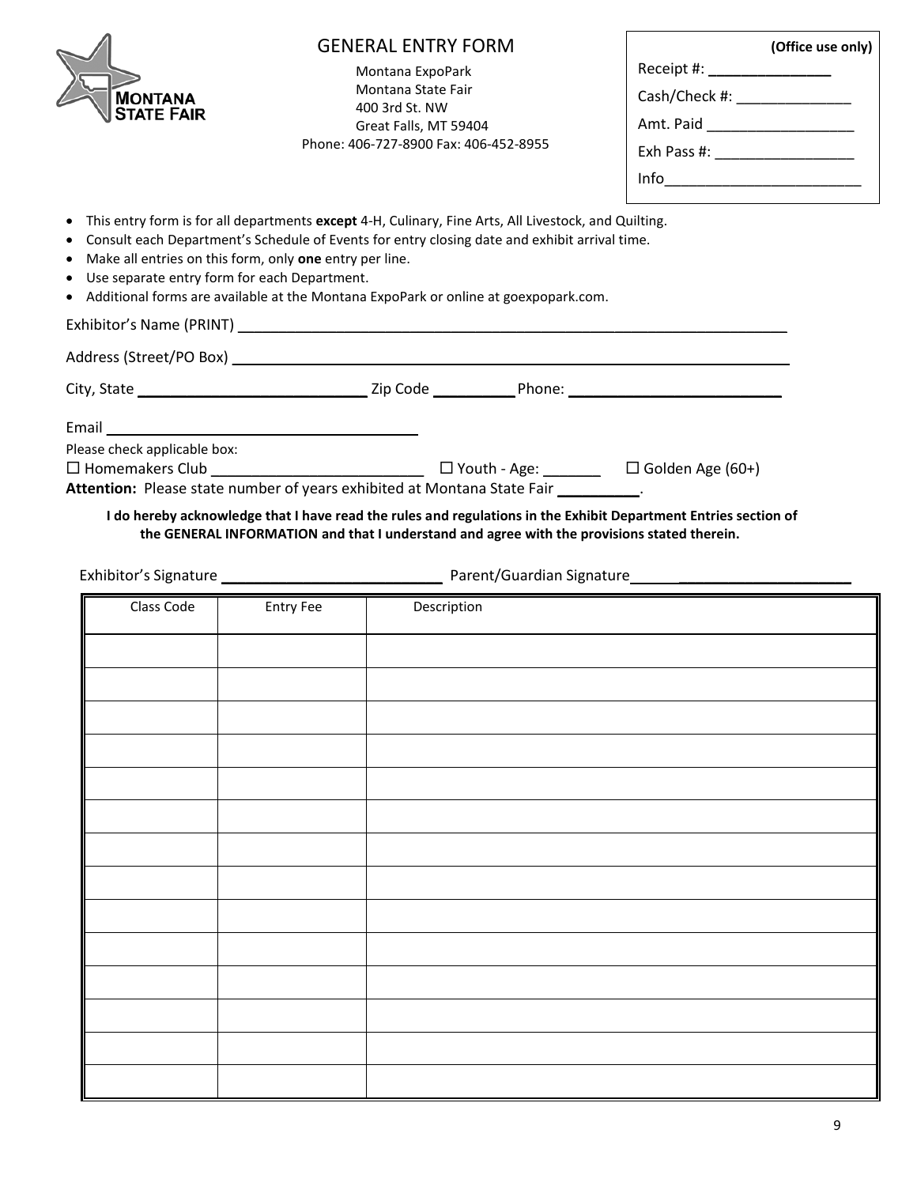# GENERAL ENTRY FORM

Montana ExpoPark
Montana State Fair
400 3rd St. NW
Great Falls, MT 59404
Phone: 406-727-8900 Fax: 406-452-8955

**(Office use only)**
Receipt #: ______________
Cash/Check #: ______________
Amt. Paid ________________
Exh Pass #: ________________
Info________________________

- This entry form is for all departments **except** 4-H, Culinary, Fine Arts, All Livestock, and Quilting.
- Consult each Department's Schedule of Events for entry closing date and exhibit arrival time.
- Make all entries on this form, only **one** entry per line.
- Use separate entry form for each Department.
- Additional forms are available at the Montana ExpoPark or online at goexpopark.com.

Exhibitor's Name (PRINT) ____________________________________________

Address (Street/PO Box) ____________________________________________

City, State ________________________ Zip Code __________ Phone: ________________________

Email ________________________________

Please check applicable box:

☐ Homemakers Club ________________________ ☐ Youth - Age: _______ ☐ Golden Age (60+)

**Attention:** Please state number of years exhibited at Montana State Fair _________.

**I do hereby acknowledge that I have read the rules and regulations in the Exhibit Department Entries section of the GENERAL INFORMATION and that I understand and agree with the provisions stated therein.**

Exhibitor's Signature ________________________ Parent/Guardian Signature________________________

| Class Code | Entry Fee | Description |
|---|---|---|
| | | |
| | | |
| | | |
| | | |
| | | |
| | | |
| | | |
| | | |
| | | |
| | | |
| | | |
| | | |
| | | |
| | | |